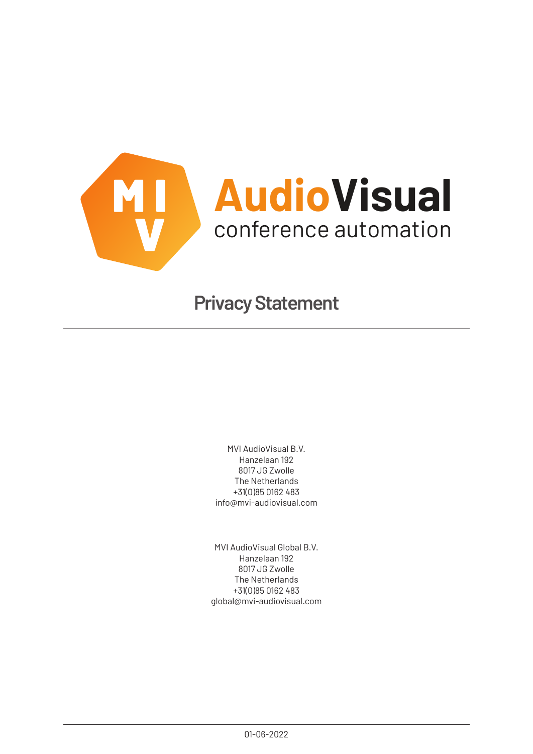MVI AudioVisual conference automation

# Privacy Statement

---

MVI AudioVisual B.V.
Hanzelaan 192
8017 JG Zwolle
The Netherlands
+31(0)85 0162 483
info@mvi-audiovisual.com

MVI AudioVisual Global B.V.
Hanzelaan 192
8017 JG Zwolle
The Netherlands
+31(0)85 0162 483
global@mvi-audiovisual.com

---

01-06-2022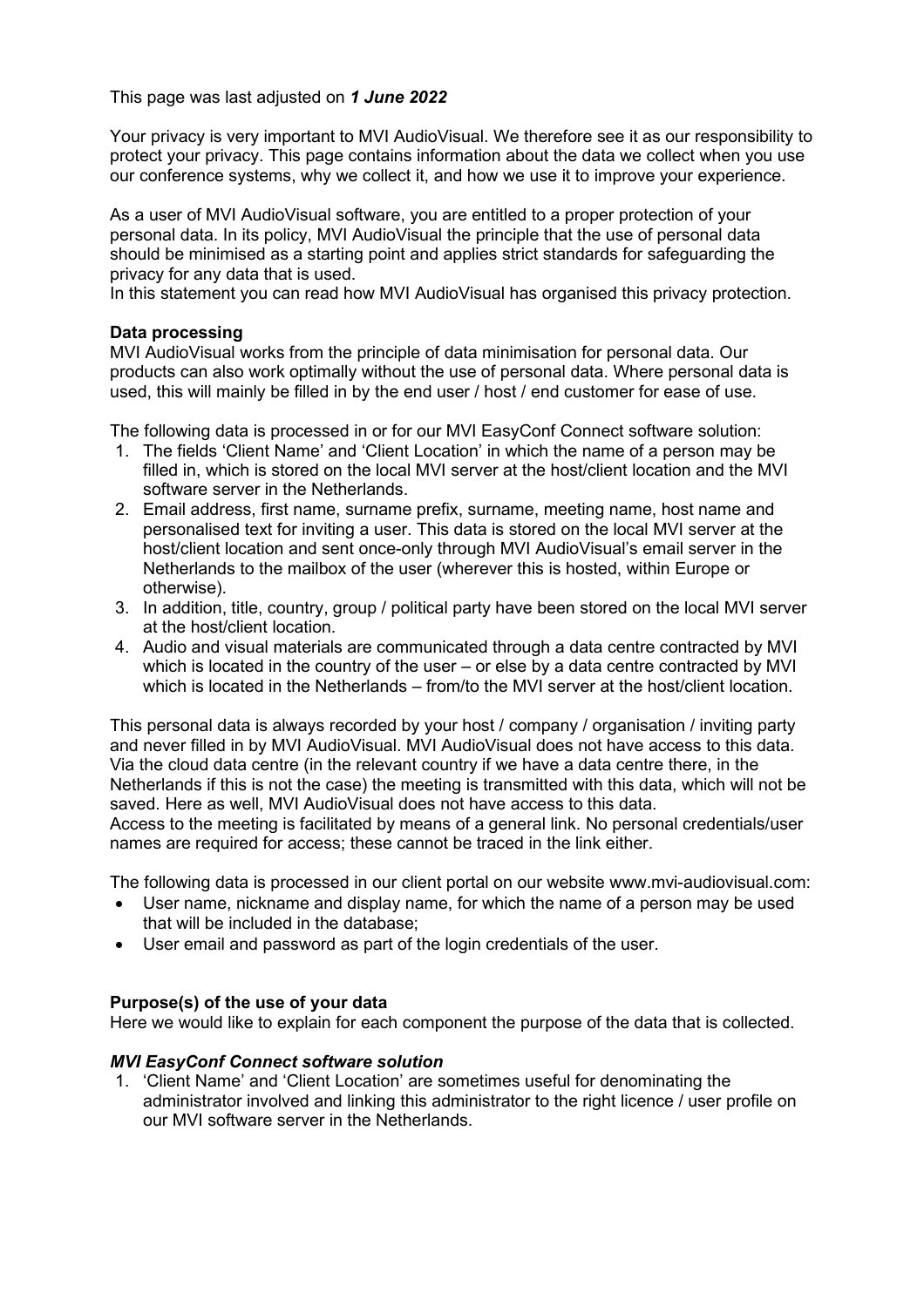This page was last adjusted on ***1 June 2022***

Your privacy is very important to MVI AudioVisual. We therefore see it as our responsibility to protect your privacy. This page contains information about the data we collect when you use our conference systems, why we collect it, and how we use it to improve your experience.

As a user of MVI AudioVisual software, you are entitled to a proper protection of your personal data. In its policy, MVI AudioVisual the principle that the use of personal data should be minimised as a starting point and applies strict standards for safeguarding the privacy for any data that is used.
In this statement you can read how MVI AudioVisual has organised this privacy protection.

**Data processing**
MVI AudioVisual works from the principle of data minimisation for personal data. Our products can also work optimally without the use of personal data. Where personal data is used, this will mainly be filled in by the end user / host / end customer for ease of use.

The following data is processed in or for our MVI EasyConf Connect software solution:

1. The fields 'Client Name' and 'Client Location' in which the name of a person may be filled in, which is stored on the local MVI server at the host/client location and the MVI software server in the Netherlands.
2. Email address, first name, surname prefix, surname, meeting name, host name and personalised text for inviting a user. This data is stored on the local MVI server at the host/client location and sent once-only through MVI AudioVisual's email server in the Netherlands to the mailbox of the user (wherever this is hosted, within Europe or otherwise).
3. In addition, title, country, group / political party have been stored on the local MVI server at the host/client location.
4. Audio and visual materials are communicated through a data centre contracted by MVI which is located in the country of the user – or else by a data centre contracted by MVI which is located in the Netherlands – from/to the MVI server at the host/client location.

This personal data is always recorded by your host / company / organisation / inviting party and never filled in by MVI AudioVisual. MVI AudioVisual does not have access to this data. Via the cloud data centre (in the relevant country if we have a data centre there, in the Netherlands if this is not the case) the meeting is transmitted with this data, which will not be saved. Here as well, MVI AudioVisual does not have access to this data.
Access to the meeting is facilitated by means of a general link. No personal credentials/user names are required for access; these cannot be traced in the link either.

The following data is processed in our client portal on our website www.mvi-audiovisual.com:

- User name, nickname and display name, for which the name of a person may be used that will be included in the database;
- User email and password as part of the login credentials of the user.

**Purpose(s) of the use of your data**
Here we would like to explain for each component the purpose of the data that is collected.

***MVI EasyConf Connect software solution***

1. 'Client Name' and 'Client Location' are sometimes useful for denominating the administrator involved and linking this administrator to the right licence / user profile on our MVI software server in the Netherlands.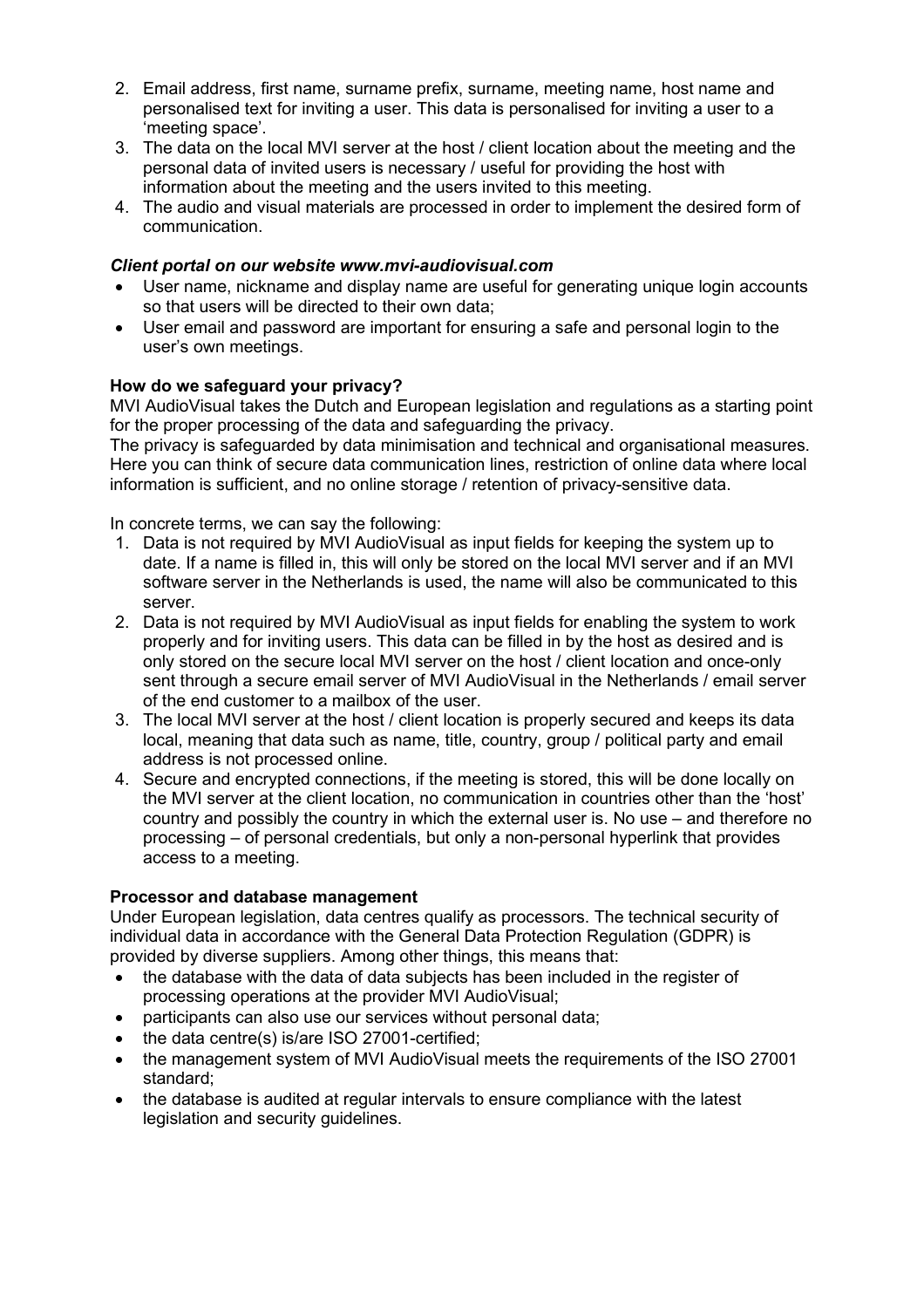2. Email address, first name, surname prefix, surname, meeting name, host name and personalised text for inviting a user. This data is personalised for inviting a user to a 'meeting space'.
3. The data on the local MVI server at the host / client location about the meeting and the personal data of invited users is necessary / useful for providing the host with information about the meeting and the users invited to this meeting.
4. The audio and visual materials are processed in order to implement the desired form of communication.

***Client portal on our website www.mvi-audiovisual.com***

- User name, nickname and display name are useful for generating unique login accounts so that users will be directed to their own data;
- User email and password are important for ensuring a safe and personal login to the user's own meetings.

**How do we safeguard your privacy?**

MVI AudioVisual takes the Dutch and European legislation and regulations as a starting point for the proper processing of the data and safeguarding the privacy.
The privacy is safeguarded by data minimisation and technical and organisational measures. Here you can think of secure data communication lines, restriction of online data where local information is sufficient, and no online storage / retention of privacy-sensitive data.

In concrete terms, we can say the following:

1. Data is not required by MVI AudioVisual as input fields for keeping the system up to date. If a name is filled in, this will only be stored on the local MVI server and if an MVI software server in the Netherlands is used, the name will also be communicated to this server.
2. Data is not required by MVI AudioVisual as input fields for enabling the system to work properly and for inviting users. This data can be filled in by the host as desired and is only stored on the secure local MVI server on the host / client location and once-only sent through a secure email server of MVI AudioVisual in the Netherlands / email server of the end customer to a mailbox of the user.
3. The local MVI server at the host / client location is properly secured and keeps its data local, meaning that data such as name, title, country, group / political party and email address is not processed online.
4. Secure and encrypted connections, if the meeting is stored, this will be done locally on the MVI server at the client location, no communication in countries other than the 'host' country and possibly the country in which the external user is. No use – and therefore no processing – of personal credentials, but only a non-personal hyperlink that provides access to a meeting.

**Processor and database management**

Under European legislation, data centres qualify as processors. The technical security of individual data in accordance with the General Data Protection Regulation (GDPR) is provided by diverse suppliers. Among other things, this means that:

- the database with the data of data subjects has been included in the register of processing operations at the provider MVI AudioVisual;
- participants can also use our services without personal data;
- the data centre(s) is/are ISO 27001-certified;
- the management system of MVI AudioVisual meets the requirements of the ISO 27001 standard;
- the database is audited at regular intervals to ensure compliance with the latest legislation and security guidelines.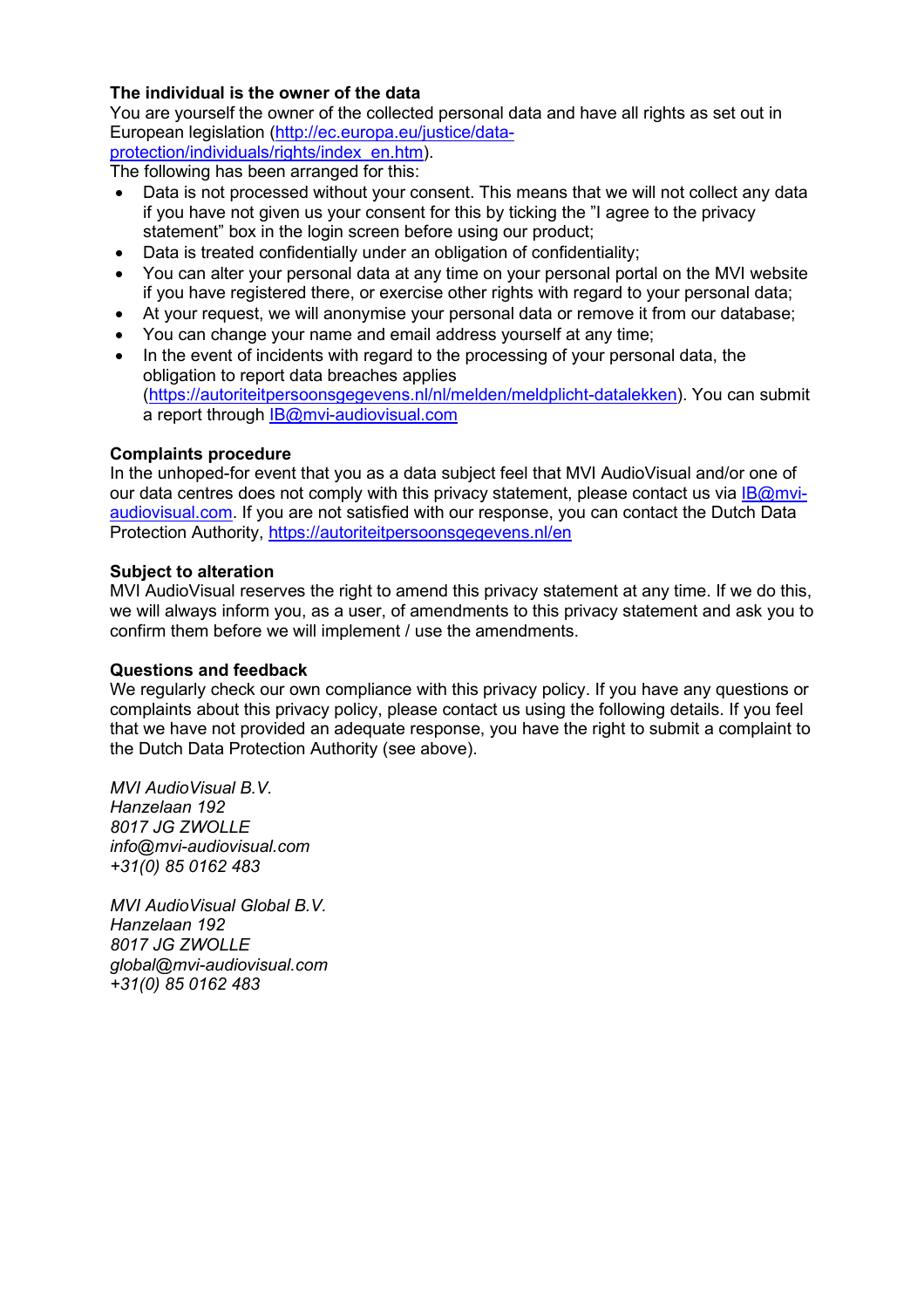**The individual is the owner of the data**

You are yourself the owner of the collected personal data and have all rights as set out in European legislation (http://ec.europa.eu/justice/data-protection/individuals/rights/index_en.htm).

The following has been arranged for this:

- Data is not processed without your consent. This means that we will not collect any data if you have not given us your consent for this by ticking the "I agree to the privacy statement" box in the login screen before using our product;
- Data is treated confidentially under an obligation of confidentiality;
- You can alter your personal data at any time on your personal portal on the MVI website if you have registered there, or exercise other rights with regard to your personal data;
- At your request, we will anonymise your personal data or remove it from our database;
- You can change your name and email address yourself at any time;
- In the event of incidents with regard to the processing of your personal data, the obligation to report data breaches applies (https://autoriteitpersoonsgegevens.nl/nl/melden/meldplicht-datalekken). You can submit a report through IB@mvi-audiovisual.com

**Complaints procedure**

In the unhoped-for event that you as a data subject feel that MVI AudioVisual and/or one of our data centres does not comply with this privacy statement, please contact us via IB@mvi-audiovisual.com. If you are not satisfied with our response, you can contact the Dutch Data Protection Authority, https://autoriteitpersoonsgegevens.nl/en

**Subject to alteration**

MVI AudioVisual reserves the right to amend this privacy statement at any time. If we do this, we will always inform you, as a user, of amendments to this privacy statement and ask you to confirm them before we will implement / use the amendments.

**Questions and feedback**

We regularly check our own compliance with this privacy policy. If you have any questions or complaints about this privacy policy, please contact us using the following details. If you feel that we have not provided an adequate response, you have the right to submit a complaint to the Dutch Data Protection Authority (see above).

*MVI AudioVisual B.V.*
*Hanzelaan 192*
*8017 JG ZWOLLE*
*info@mvi-audiovisual.com*
*+31(0) 85 0162 483*

*MVI AudioVisual Global B.V.*
*Hanzelaan 192*
*8017 JG ZWOLLE*
*global@mvi-audiovisual.com*
*+31(0) 85 0162 483*